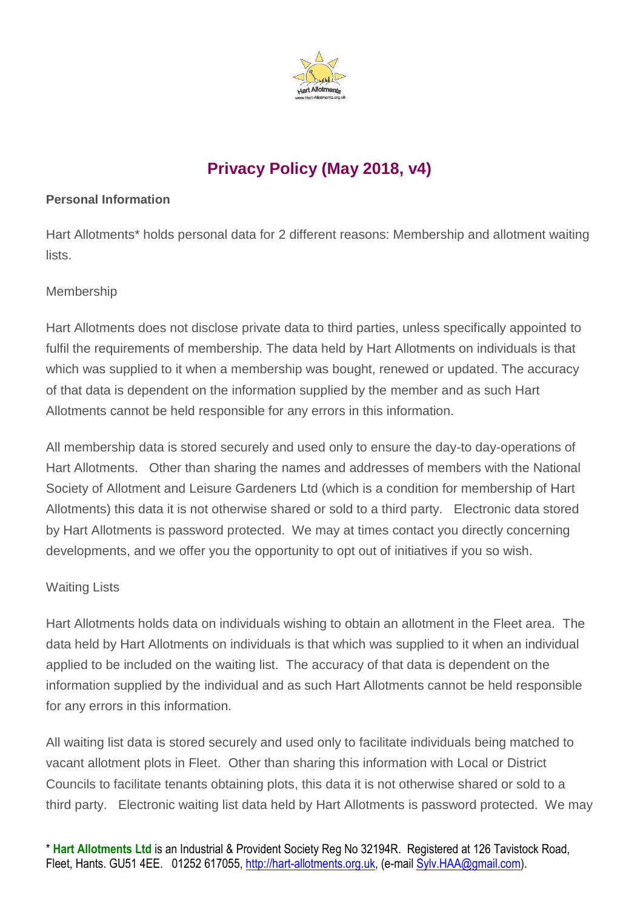# Privacy Policy (May 2018, v4)

**Personal Information**

Hart Allotments* holds personal data for 2 different reasons: Membership and allotment waiting lists.

Membership

Hart Allotments does not disclose private data to third parties, unless specifically appointed to fulfil the requirements of membership. The data held by Hart Allotments on individuals is that which was supplied to it when a membership was bought, renewed or updated. The accuracy of that data is dependent on the information supplied by the member and as such Hart Allotments cannot be held responsible for any errors in this information.

All membership data is stored securely and used only to ensure the day-to day-operations of Hart Allotments. Other than sharing the names and addresses of members with the National Society of Allotment and Leisure Gardeners Ltd (which is a condition for membership of Hart Allotments) this data it is not otherwise shared or sold to a third party. Electronic data stored by Hart Allotments is password protected. We may at times contact you directly concerning developments, and we offer you the opportunity to opt out of initiatives if you so wish.

Waiting Lists

Hart Allotments holds data on individuals wishing to obtain an allotment in the Fleet area. The data held by Hart Allotments on individuals is that which was supplied to it when an individual applied to be included on the waiting list. The accuracy of that data is dependent on the information supplied by the individual and as such Hart Allotments cannot be held responsible for any errors in this information.

All waiting list data is stored securely and used only to facilitate individuals being matched to vacant allotment plots in Fleet. Other than sharing this information with Local or District Councils to facilitate tenants obtaining plots, this data it is not otherwise shared or sold to a third party. Electronic waiting list data held by Hart Allotments is password protected. We may

\* **Hart Allotments Ltd** is an Industrial & Provident Society Reg No 32194R. Registered at 126 Tavistock Road, Fleet, Hants. GU51 4EE. 01252 617055, http://hart-allotments.org.uk, (e-mail Sylv.HAA@gmail.com).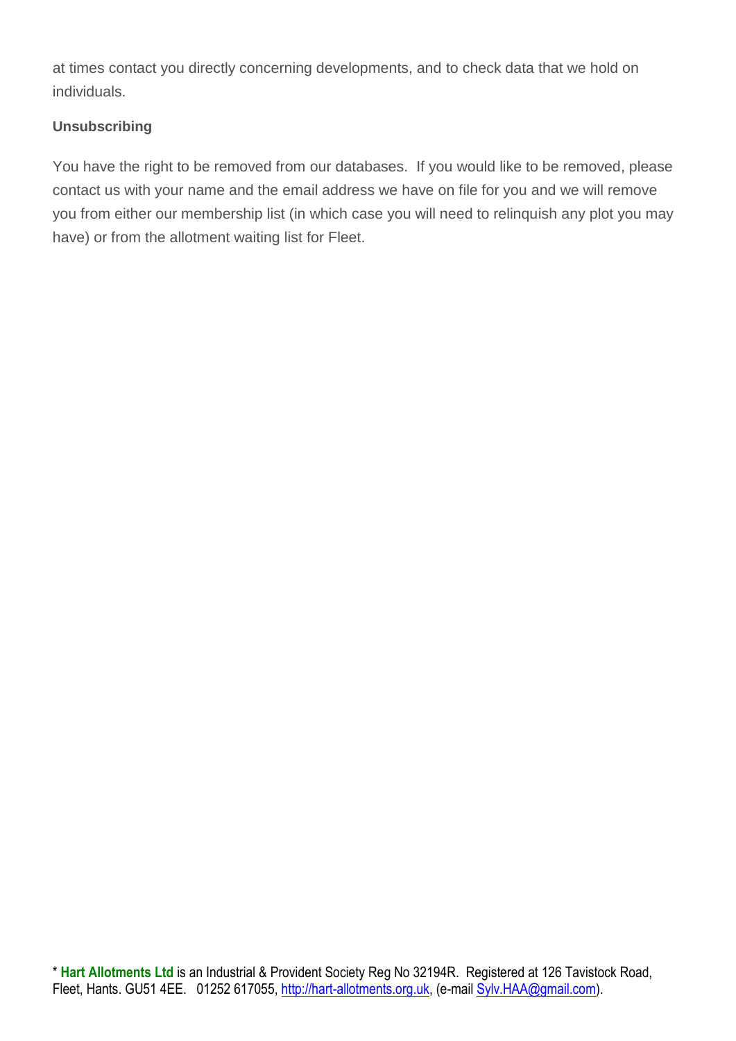at times contact you directly concerning developments, and to check data that we hold on individuals.

**Unsubscribing**

You have the right to be removed from our databases. If you would like to be removed, please contact us with your name and the email address we have on file for you and we will remove you from either our membership list (in which case you will need to relinquish any plot you may have) or from the allotment waiting list for Fleet.

* **Hart Allotments Ltd** is an Industrial & Provident Society Reg No 32194R. Registered at 126 Tavistock Road, Fleet, Hants. GU51 4EE. 01252 617055, [http://hart-allotments.org.uk](http://hart-allotments.org.uk), (e-mail [Sylv.HAA@gmail.com](mailto:Sylv.HAA@gmail.com)).